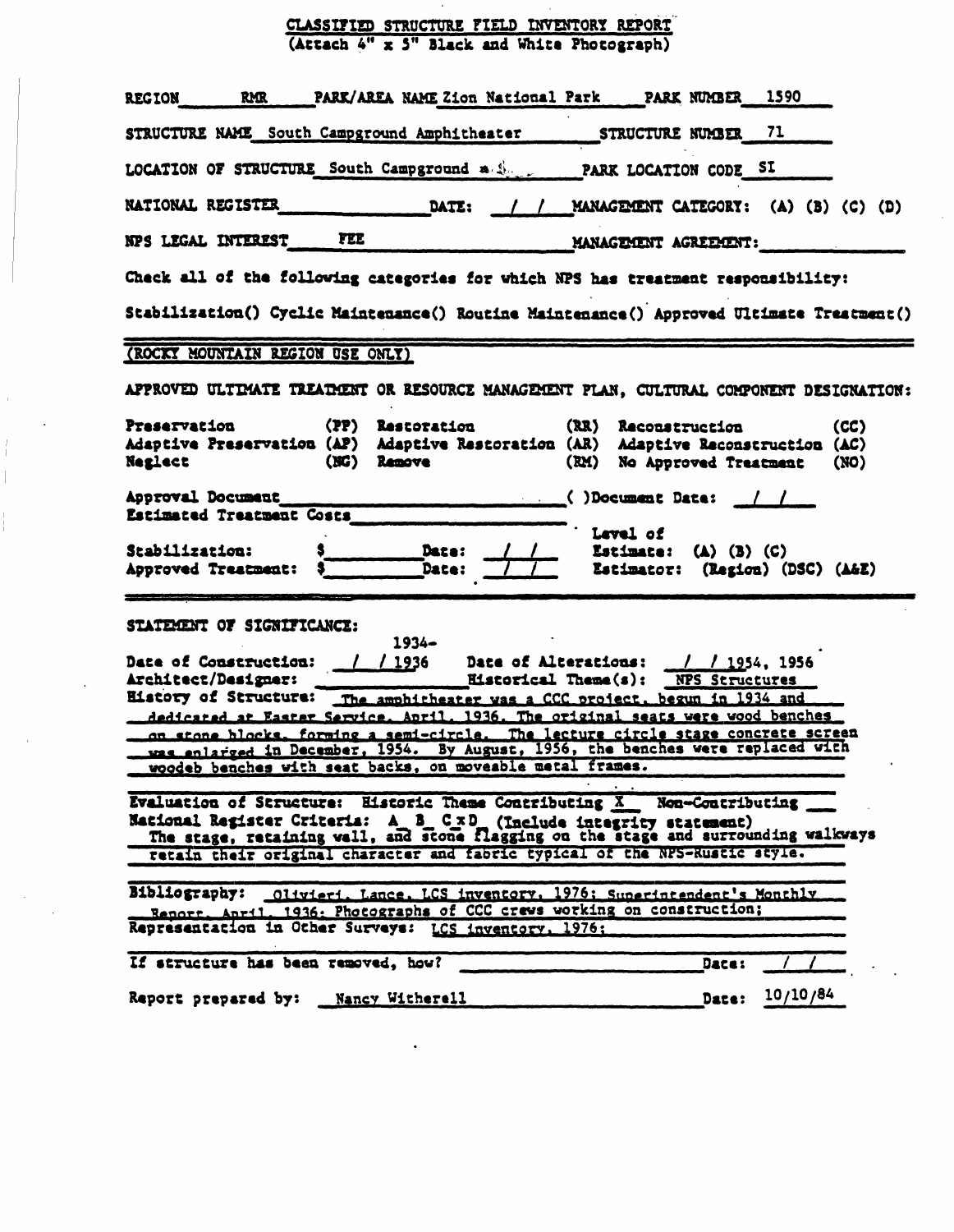# CLASSIFIED STRUCTURE FIELD INVENTORY REPORT
(Attach 4" x 5" Black and White Photograph)

REGION RMR PARK/AREA NAME Zion National Park PARK NUMBER 1590

STRUCTURE NAME South Campground Amphitheater STRUCTURE NUMBER 71

LOCATION OF STRUCTURE South Campground a... PARK LOCATION CODE SI

NATIONAL REGISTER ______ DATE: / / MANAGEMENT CATEGORY: (A) (B) (C) (D)

NPS LEGAL INTEREST FEE MANAGEMENT AGREEMENT: ______

Check all of the following categories for which NPS has treatment responsibility:

Stabilization() Cyclic Maintenance() Routine Maintenance() Approved Ultimate Treatment()

---

(ROCKY MOUNTAIN REGION USE ONLY)

APPROVED ULTIMATE TREATMENT OR RESOURCE MANAGEMENT PLAN, CULTURAL COMPONENT DESIGNATION:

| | | | | | |
|---|---|---|---|---|---|
| Preservation | (PP) | Restoration | (RR) | Reconstruction | (CC) |
| Adaptive Preservation | (AP) | Adaptive Restoration | (AR) | Adaptive Reconstruction | (AC) |
| Neglect | (NG) | Remove | (RM) | No Approved Treatment | (NO) |

Approval Document ______ ( )Document Date: / /

Estimated Treatment Costs ______

Stabilization: $______ Date: / / Level of Estimate: (A) (B) (C)

Approved Treatment: $______ Date: / / Estimator: (Region) (DSC) (A&E)

---

STATEMENT OF SIGNIFICANCE:

Date of Construction: / / 1934-1936 Date of Alterations: / / 1954, 1956

Architect/Designer: ______ Historical Theme(s): NPS Structures

History of Structure: The amphitheater was a CCC project, begun in 1934 and dedicated at Easter Service, April, 1936. The original seats were wood benches on stone blocks, forming a semi-circle. The lecture circle stage concrete screen was enlarged in December, 1954. By August, 1956, the benches were replaced with woodeb benches with seat backs, on moveable metal frames.

Evaluation of Structure: Historic Theme Contributing X Non-Contributing ___

National Register Criteria: A_ B_ C x D_ (Include integrity statement)

The stage, retaining wall, and stone flagging on the stage and surrounding walkways retain their original character and fabric typical of the NPS-Rustic style.

Bibliography: Olivieri, Lance, LCS inventory, 1976; Superintendent's Monthly Report, April, 1936; Photographs of CCC crews working on construction;

Representation in Other Surveys: LCS inventory, 1976;

If structure has been removed, how? ______ Date: / /

Report prepared by: Nancy Witherell Date: 10/10/84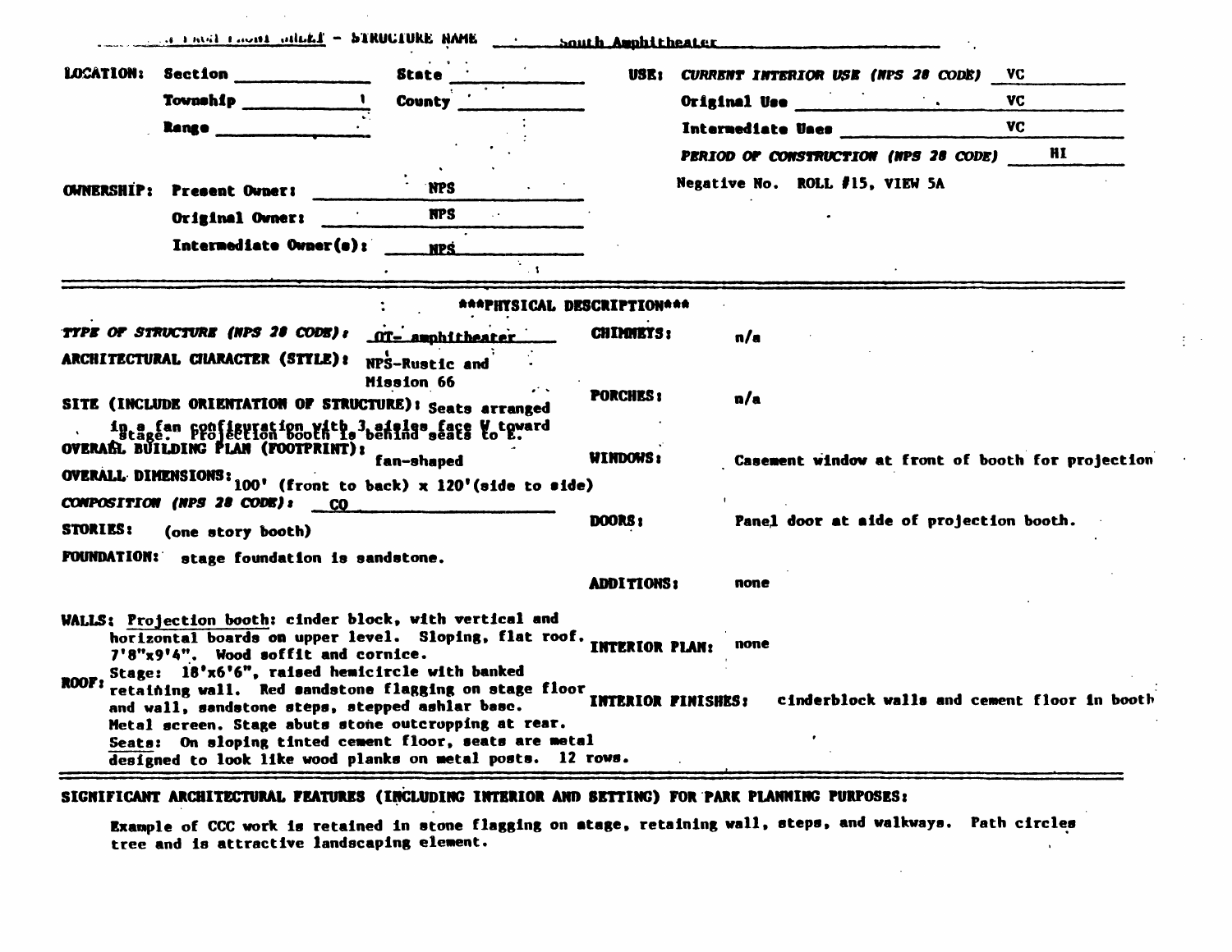... FACT SHEET - STRUCTURE NAME South Amphitheater

**LOCATION:** Section ______ State ______
Township ______ County ______
Range ______

**USE:** *CURRENT INTERIOR USE (NPS 28 CODE)* VC
Original Use VC
Intermediate Uses VC
*PERIOD OF CONSTRUCTION (NPS 28 CODE)* HI

Negative No. ROLL #15, VIEW 5A

**OWNERSHIP:** Present Owner: NPS
Original Owner: NPS
Intermediate Owner(s): NPS

## ***PHYSICAL DESCRIPTION***

*TYPE OF STRUCTURE (NPS 28 CODE):* OT- amphitheater

**ARCHITECTURAL CHARACTER (STYLE):** NPS-Rustic and Mission 66

**SITE (INCLUDE ORIENTATION OF STRUCTURE):** Seats arranged in a fan configuration with 3 aisles face W toward stage. Projection booth is behind seats to E.

**OVERALL BUILDING PLAN (FOOTPRINT):** fan-shaped

**OVERALL DIMENSIONS:** 100' (front to back) x 120'(side to side)

*COMPOSITION (NPS 28 CODE):* CO

**STORIES:** (one story booth)

**FOUNDATION:** stage foundation is sandstone.

**WALLS:** Projection booth: cinder block, with vertical and horizontal boards on upper level. Sloping, flat roof. 7'8"x9'4". Wood soffit and cornice.

**ROOF:** Stage: 18'x6'6", raised hemicircle with banked retaining wall. Red sandstone flagging on stage floor and wall, sandstone steps, stepped ashlar base. Metal screen. Stage abuts stone outcropping at rear.
Seats: On sloping tinted cement floor, seats are metal designed to look like wood planks on metal posts. 12 rows.

**CHIMNEYS:** n/a

**PORCHES:** n/a

**WINDOWS:** Casement window at front of booth for projection

**DOORS:** Panel door at side of projection booth.

**ADDITIONS:** none

**INTERIOR PLAN:** none

**INTERIOR FINISHES:** cinderblock walls and cement floor in booth

**SIGNIFICANT ARCHITECTURAL FEATURES (INCLUDING INTERIOR AND SETTING) FOR PARK PLANNING PURPOSES:**

Example of CCC work is retained in stone flagging on stage, retaining wall, steps, and walkways. Path circles tree and is attractive landscaping element.